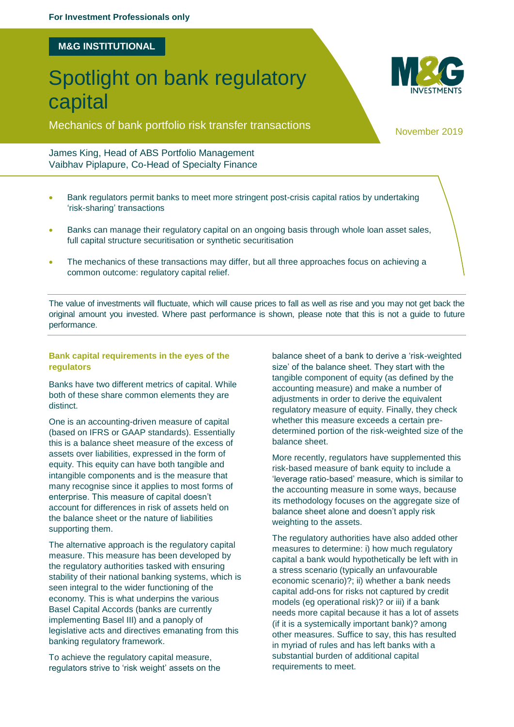For Investment Professionals only

M&G INSTITUTIONAL

# Spotlight on bank regulatory capital

## Mechanics of bank portfolio risk transfer transactions

November 2019

James King, Head of ABS Portfolio Management
Vaibhav Piplapure, Co-Head of Specialty Finance

- Bank regulators permit banks to meet more stringent post-crisis capital ratios by undertaking 'risk-sharing' transactions
- Banks can manage their regulatory capital on an ongoing basis through whole loan asset sales, full capital structure securitisation or synthetic securitisation
- The mechanics of these transactions may differ, but all three approaches focus on achieving a common outcome: regulatory capital relief.

The value of investments will fluctuate, which will cause prices to fall as well as rise and you may not get back the original amount you invested. Where past performance is shown, please note that this is not a guide to future performance.

### Bank capital requirements in the eyes of the regulators

Banks have two different metrics of capital. While both of these share common elements they are distinct.

One is an accounting-driven measure of capital (based on IFRS or GAAP standards). Essentially this is a balance sheet measure of the excess of assets over liabilities, expressed in the form of equity. This equity can have both tangible and intangible components and is the measure that many recognise since it applies to most forms of enterprise. This measure of capital doesn't account for differences in risk of assets held on the balance sheet or the nature of liabilities supporting them.

The alternative approach is the regulatory capital measure. This measure has been developed by the regulatory authorities tasked with ensuring stability of their national banking systems, which is seen integral to the wider functioning of the economy. This is what underpins the various Basel Capital Accords (banks are currently implementing Basel III) and a panoply of legislative acts and directives emanating from this banking regulatory framework.

To achieve the regulatory capital measure, regulators strive to 'risk weight' assets on the balance sheet of a bank to derive a 'risk-weighted size' of the balance sheet. They start with the tangible component of equity (as defined by the accounting measure) and make a number of adjustments in order to derive the equivalent regulatory measure of equity. Finally, they check whether this measure exceeds a certain pre-determined portion of the risk-weighted size of the balance sheet.

More recently, regulators have supplemented this risk-based measure of bank equity to include a 'leverage ratio-based' measure, which is similar to the accounting measure in some ways, because its methodology focuses on the aggregate size of balance sheet alone and doesn't apply risk weighting to the assets.

The regulatory authorities have also added other measures to determine: i) how much regulatory capital a bank would hypothetically be left with in a stress scenario (typically an unfavourable economic scenario)?; ii) whether a bank needs capital add-ons for risks not captured by credit models (eg operational risk)? or iii) if a bank needs more capital because it has a lot of assets (if it is a systemically important bank)? among other measures. Suffice to say, this has resulted in myriad of rules and has left banks with a substantial burden of additional capital requirements to meet.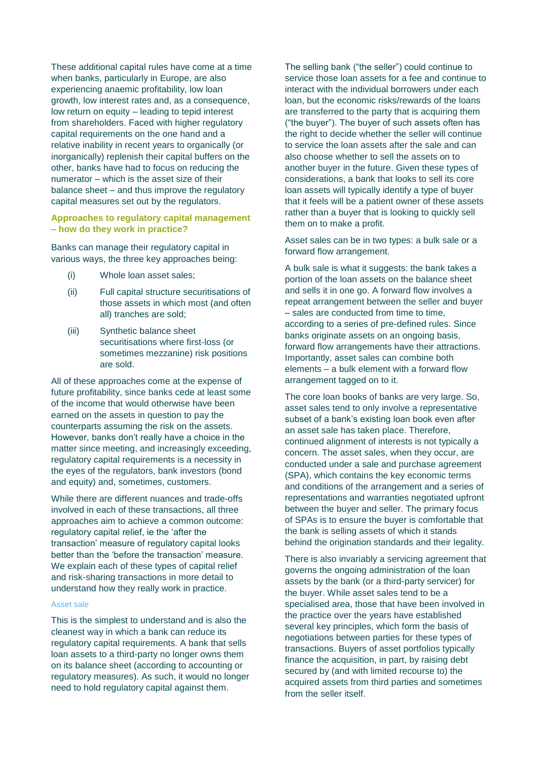These additional capital rules have come at a time when banks, particularly in Europe, are also experiencing anaemic profitability, low loan growth, low interest rates and, as a consequence, low return on equity – leading to tepid interest from shareholders. Faced with higher regulatory capital requirements on the one hand and a relative inability in recent years to organically (or inorganically) replenish their capital buffers on the other, banks have had to focus on reducing the numerator – which is the asset size of their balance sheet – and thus improve the regulatory capital measures set out by the regulators.

## Approaches to regulatory capital management – how do they work in practice?

Banks can manage their regulatory capital in various ways, the three key approaches being:

(i) Whole loan asset sales;

(ii) Full capital structure securitisations of those assets in which most (and often all) tranches are sold;

(iii) Synthetic balance sheet securitisations where first-loss (or sometimes mezzanine) risk positions are sold.

All of these approaches come at the expense of future profitability, since banks cede at least some of the income that would otherwise have been earned on the assets in question to pay the counterparts assuming the risk on the assets. However, banks don't really have a choice in the matter since meeting, and increasingly exceeding, regulatory capital requirements is a necessity in the eyes of the regulators, bank investors (bond and equity) and, sometimes, customers.

While there are different nuances and trade-offs involved in each of these transactions, all three approaches aim to achieve a common outcome: regulatory capital relief, ie the 'after the transaction' measure of regulatory capital looks better than the 'before the transaction' measure. We explain each of these types of capital relief and risk-sharing transactions in more detail to understand how they really work in practice.

### Asset sale

This is the simplest to understand and is also the cleanest way in which a bank can reduce its regulatory capital requirements. A bank that sells loan assets to a third-party no longer owns them on its balance sheet (according to accounting or regulatory measures). As such, it would no longer need to hold regulatory capital against them.

The selling bank ("the seller") could continue to service those loan assets for a fee and continue to interact with the individual borrowers under each loan, but the economic risks/rewards of the loans are transferred to the party that is acquiring them ("the buyer"). The buyer of such assets often has the right to decide whether the seller will continue to service the loan assets after the sale and can also choose whether to sell the assets on to another buyer in the future. Given these types of considerations, a bank that looks to sell its core loan assets will typically identify a type of buyer that it feels will be a patient owner of these assets rather than a buyer that is looking to quickly sell them on to make a profit.

Asset sales can be in two types: a bulk sale or a forward flow arrangement.

A bulk sale is what it suggests: the bank takes a portion of the loan assets on the balance sheet and sells it in one go. A forward flow involves a repeat arrangement between the seller and buyer – sales are conducted from time to time, according to a series of pre-defined rules. Since banks originate assets on an ongoing basis, forward flow arrangements have their attractions. Importantly, asset sales can combine both elements – a bulk element with a forward flow arrangement tagged on to it.

The core loan books of banks are very large. So, asset sales tend to only involve a representative subset of a bank's existing loan book even after an asset sale has taken place. Therefore, continued alignment of interests is not typically a concern. The asset sales, when they occur, are conducted under a sale and purchase agreement (SPA), which contains the key economic terms and conditions of the arrangement and a series of representations and warranties negotiated upfront between the buyer and seller. The primary focus of SPAs is to ensure the buyer is comfortable that the bank is selling assets of which it stands behind the origination standards and their legality.

There is also invariably a servicing agreement that governs the ongoing administration of the loan assets by the bank (or a third-party servicer) for the buyer. While asset sales tend to be a specialised area, those that have been involved in the practice over the years have established several key principles, which form the basis of negotiations between parties for these types of transactions. Buyers of asset portfolios typically finance the acquisition, in part, by raising debt secured by (and with limited recourse to) the acquired assets from third parties and sometimes from the seller itself.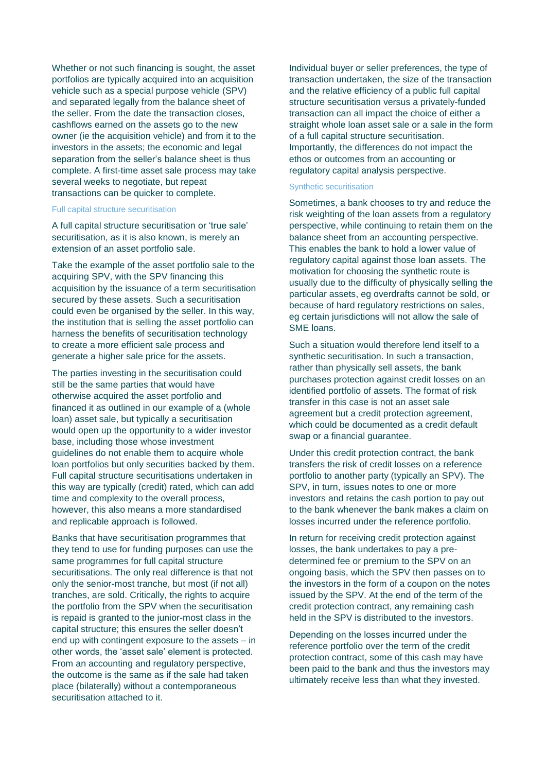Whether or not such financing is sought, the asset portfolios are typically acquired into an acquisition vehicle such as a special purpose vehicle (SPV) and separated legally from the balance sheet of the seller. From the date the transaction closes, cashflows earned on the assets go to the new owner (ie the acquisition vehicle) and from it to the investors in the assets; the economic and legal separation from the seller's balance sheet is thus complete. A first-time asset sale process may take several weeks to negotiate, but repeat transactions can be quicker to complete.

### Full capital structure securitisation

A full capital structure securitisation or 'true sale' securitisation, as it is also known, is merely an extension of an asset portfolio sale.

Take the example of the asset portfolio sale to the acquiring SPV, with the SPV financing this acquisition by the issuance of a term securitisation secured by these assets. Such a securitisation could even be organised by the seller. In this way, the institution that is selling the asset portfolio can harness the benefits of securitisation technology to create a more efficient sale process and generate a higher sale price for the assets.

The parties investing in the securitisation could still be the same parties that would have otherwise acquired the asset portfolio and financed it as outlined in our example of a (whole loan) asset sale, but typically a securitisation would open up the opportunity to a wider investor base, including those whose investment guidelines do not enable them to acquire whole loan portfolios but only securities backed by them. Full capital structure securitisations undertaken in this way are typically (credit) rated, which can add time and complexity to the overall process, however, this also means a more standardised and replicable approach is followed.

Banks that have securitisation programmes that they tend to use for funding purposes can use the same programmes for full capital structure securitisations. The only real difference is that not only the senior-most tranche, but most (if not all) tranches, are sold. Critically, the rights to acquire the portfolio from the SPV when the securitisation is repaid is granted to the junior-most class in the capital structure; this ensures the seller doesn't end up with contingent exposure to the assets – in other words, the 'asset sale' element is protected. From an accounting and regulatory perspective, the outcome is the same as if the sale had taken place (bilaterally) without a contemporaneous securitisation attached to it.

Individual buyer or seller preferences, the type of transaction undertaken, the size of the transaction and the relative efficiency of a public full capital structure securitisation versus a privately-funded transaction can all impact the choice of either a straight whole loan asset sale or a sale in the form of a full capital structure securitisation. Importantly, the differences do not impact the ethos or outcomes from an accounting or regulatory capital analysis perspective.

### Synthetic securitisation

Sometimes, a bank chooses to try and reduce the risk weighting of the loan assets from a regulatory perspective, while continuing to retain them on the balance sheet from an accounting perspective. This enables the bank to hold a lower value of regulatory capital against those loan assets. The motivation for choosing the synthetic route is usually due to the difficulty of physically selling the particular assets, eg overdrafts cannot be sold, or because of hard regulatory restrictions on sales, eg certain jurisdictions will not allow the sale of SME loans.

Such a situation would therefore lend itself to a synthetic securitisation. In such a transaction, rather than physically sell assets, the bank purchases protection against credit losses on an identified portfolio of assets. The format of risk transfer in this case is not an asset sale agreement but a credit protection agreement, which could be documented as a credit default swap or a financial guarantee.

Under this credit protection contract, the bank transfers the risk of credit losses on a reference portfolio to another party (typically an SPV). The SPV, in turn, issues notes to one or more investors and retains the cash portion to pay out to the bank whenever the bank makes a claim on losses incurred under the reference portfolio.

In return for receiving credit protection against losses, the bank undertakes to pay a pre-determined fee or premium to the SPV on an ongoing basis, which the SPV then passes on to the investors in the form of a coupon on the notes issued by the SPV. At the end of the term of the credit protection contract, any remaining cash held in the SPV is distributed to the investors.

Depending on the losses incurred under the reference portfolio over the term of the credit protection contract, some of this cash may have been paid to the bank and thus the investors may ultimately receive less than what they invested.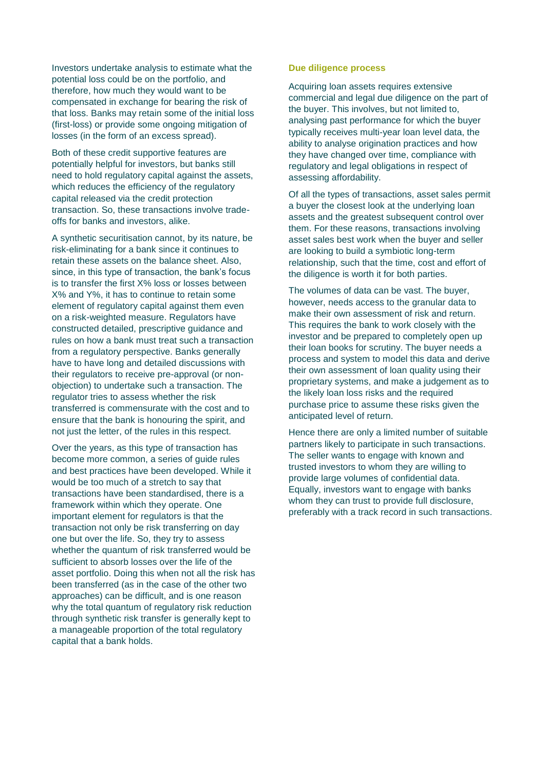Investors undertake analysis to estimate what the potential loss could be on the portfolio, and therefore, how much they would want to be compensated in exchange for bearing the risk of that loss. Banks may retain some of the initial loss (first-loss) or provide some ongoing mitigation of losses (in the form of an excess spread).

Both of these credit supportive features are potentially helpful for investors, but banks still need to hold regulatory capital against the assets, which reduces the efficiency of the regulatory capital released via the credit protection transaction. So, these transactions involve trade-offs for banks and investors, alike.

A synthetic securitisation cannot, by its nature, be risk-eliminating for a bank since it continues to retain these assets on the balance sheet. Also, since, in this type of transaction, the bank's focus is to transfer the first X% loss or losses between X% and Y%, it has to continue to retain some element of regulatory capital against them even on a risk-weighted measure. Regulators have constructed detailed, prescriptive guidance and rules on how a bank must treat such a transaction from a regulatory perspective. Banks generally have to have long and detailed discussions with their regulators to receive pre-approval (or non-objection) to undertake such a transaction. The regulator tries to assess whether the risk transferred is commensurate with the cost and to ensure that the bank is honouring the spirit, and not just the letter, of the rules in this respect.

Over the years, as this type of transaction has become more common, a series of guide rules and best practices have been developed. While it would be too much of a stretch to say that transactions have been standardised, there is a framework within which they operate. One important element for regulators is that the transaction not only be risk transferring on day one but over the life. So, they try to assess whether the quantum of risk transferred would be sufficient to absorb losses over the life of the asset portfolio. Doing this when not all the risk has been transferred (as in the case of the other two approaches) can be difficult, and is one reason why the total quantum of regulatory risk reduction through synthetic risk transfer is generally kept to a manageable proportion of the total regulatory capital that a bank holds.

#### Due diligence process

Acquiring loan assets requires extensive commercial and legal due diligence on the part of the buyer. This involves, but not limited to, analysing past performance for which the buyer typically receives multi-year loan level data, the ability to analyse origination practices and how they have changed over time, compliance with regulatory and legal obligations in respect of assessing affordability.

Of all the types of transactions, asset sales permit a buyer the closest look at the underlying loan assets and the greatest subsequent control over them. For these reasons, transactions involving asset sales best work when the buyer and seller are looking to build a symbiotic long-term relationship, such that the time, cost and effort of the diligence is worth it for both parties.

The volumes of data can be vast. The buyer, however, needs access to the granular data to make their own assessment of risk and return. This requires the bank to work closely with the investor and be prepared to completely open up their loan books for scrutiny. The buyer needs a process and system to model this data and derive their own assessment of loan quality using their proprietary systems, and make a judgement as to the likely loan loss risks and the required purchase price to assume these risks given the anticipated level of return.

Hence there are only a limited number of suitable partners likely to participate in such transactions. The seller wants to engage with known and trusted investors to whom they are willing to provide large volumes of confidential data. Equally, investors want to engage with banks whom they can trust to provide full disclosure, preferably with a track record in such transactions.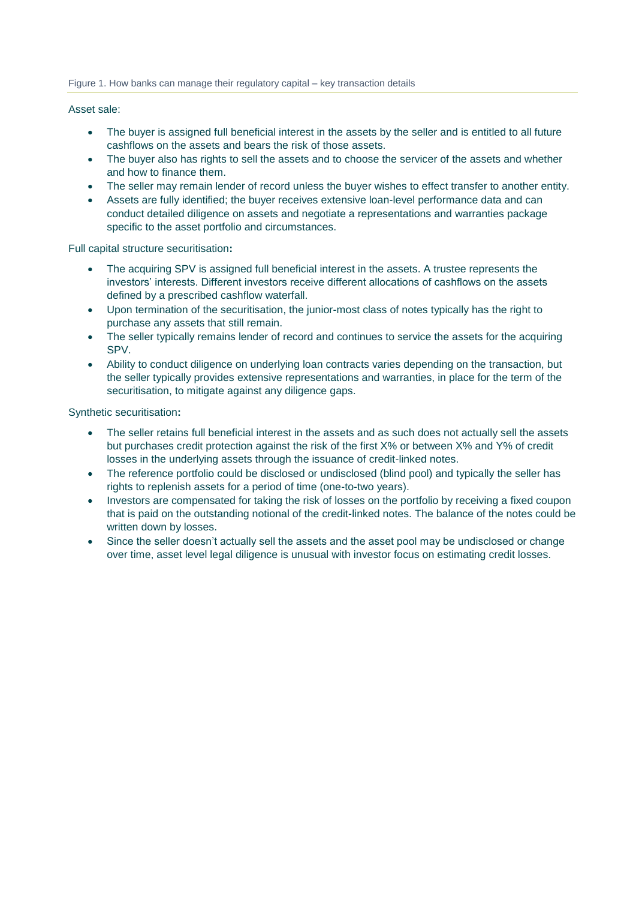Figure 1. How banks can manage their regulatory capital – key transaction details

Asset sale:

- The buyer is assigned full beneficial interest in the assets by the seller and is entitled to all future cashflows on the assets and bears the risk of those assets.
- The buyer also has rights to sell the assets and to choose the servicer of the assets and whether and how to finance them.
- The seller may remain lender of record unless the buyer wishes to effect transfer to another entity.
- Assets are fully identified; the buyer receives extensive loan-level performance data and can conduct detailed diligence on assets and negotiate a representations and warranties package specific to the asset portfolio and circumstances.

Full capital structure securitisation**:**

- The acquiring SPV is assigned full beneficial interest in the assets. A trustee represents the investors' interests. Different investors receive different allocations of cashflows on the assets defined by a prescribed cashflow waterfall.
- Upon termination of the securitisation, the junior-most class of notes typically has the right to purchase any assets that still remain.
- The seller typically remains lender of record and continues to service the assets for the acquiring SPV.
- Ability to conduct diligence on underlying loan contracts varies depending on the transaction, but the seller typically provides extensive representations and warranties, in place for the term of the securitisation, to mitigate against any diligence gaps.

Synthetic securitisation**:**

- The seller retains full beneficial interest in the assets and as such does not actually sell the assets but purchases credit protection against the risk of the first X% or between X% and Y% of credit losses in the underlying assets through the issuance of credit-linked notes.
- The reference portfolio could be disclosed or undisclosed (blind pool) and typically the seller has rights to replenish assets for a period of time (one-to-two years).
- Investors are compensated for taking the risk of losses on the portfolio by receiving a fixed coupon that is paid on the outstanding notional of the credit-linked notes. The balance of the notes could be written down by losses.
- Since the seller doesn't actually sell the assets and the asset pool may be undisclosed or change over time, asset level legal diligence is unusual with investor focus on estimating credit losses.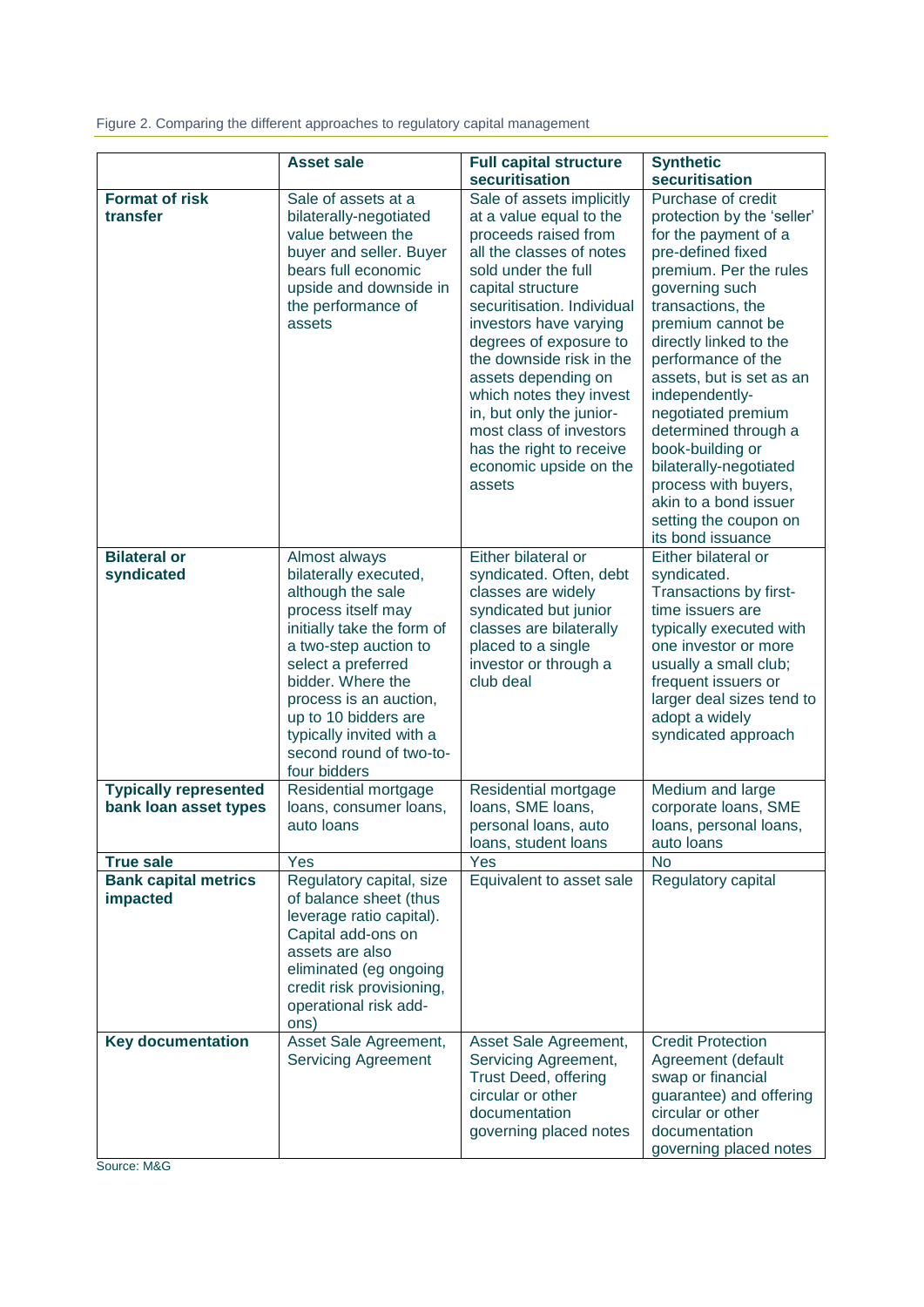Figure 2. Comparing the different approaches to regulatory capital management

| | Asset sale | Full capital structure securitisation | Synthetic securitisation |
|---|---|---|---|
| **Format of risk transfer** | Sale of assets at a bilaterally-negotiated value between the buyer and seller. Buyer bears full economic upside and downside in the performance of assets | Sale of assets implicitly at a value equal to the proceeds raised from all the classes of notes sold under the full capital structure securitisation. Individual investors have varying degrees of exposure to the downside risk in the assets depending on which notes they invest in, but only the junior-most class of investors has the right to receive economic upside on the assets | Purchase of credit protection by the 'seller' for the payment of a pre-defined fixed premium. Per the rules governing such transactions, the premium cannot be directly linked to the performance of the assets, but is set as an independently-negotiated premium determined through a book-building or bilaterally-negotiated process with buyers, akin to a bond issuer setting the coupon on its bond issuance |
| **Bilateral or syndicated** | Almost always bilaterally executed, although the sale process itself may initially take the form of a two-step auction to select a preferred bidder. Where the process is an auction, up to 10 bidders are typically invited with a second round of two-to-four bidders | Either bilateral or syndicated. Often, debt classes are widely syndicated but junior classes are bilaterally placed to a single investor or through a club deal | Either bilateral or syndicated. Transactions by first-time issuers are typically executed with one investor or more usually a small club; frequent issuers or larger deal sizes tend to adopt a widely syndicated approach |
| **Typically represented bank loan asset types** | Residential mortgage loans, consumer loans, auto loans | Residential mortgage loans, SME loans, personal loans, auto loans, student loans | Medium and large corporate loans, SME loans, personal loans, auto loans |
| **True sale** | Yes | Yes | No |
| **Bank capital metrics impacted** | Regulatory capital, size of balance sheet (thus leverage ratio capital). Capital add-ons on assets are also eliminated (eg ongoing credit risk provisioning, operational risk add-ons) | Equivalent to asset sale | Regulatory capital |
| **Key documentation** | Asset Sale Agreement, Servicing Agreement | Asset Sale Agreement, Servicing Agreement, Trust Deed, offering circular or other documentation governing placed notes | Credit Protection Agreement (default swap or financial guarantee) and offering circular or other documentation governing placed notes |

Source: M&G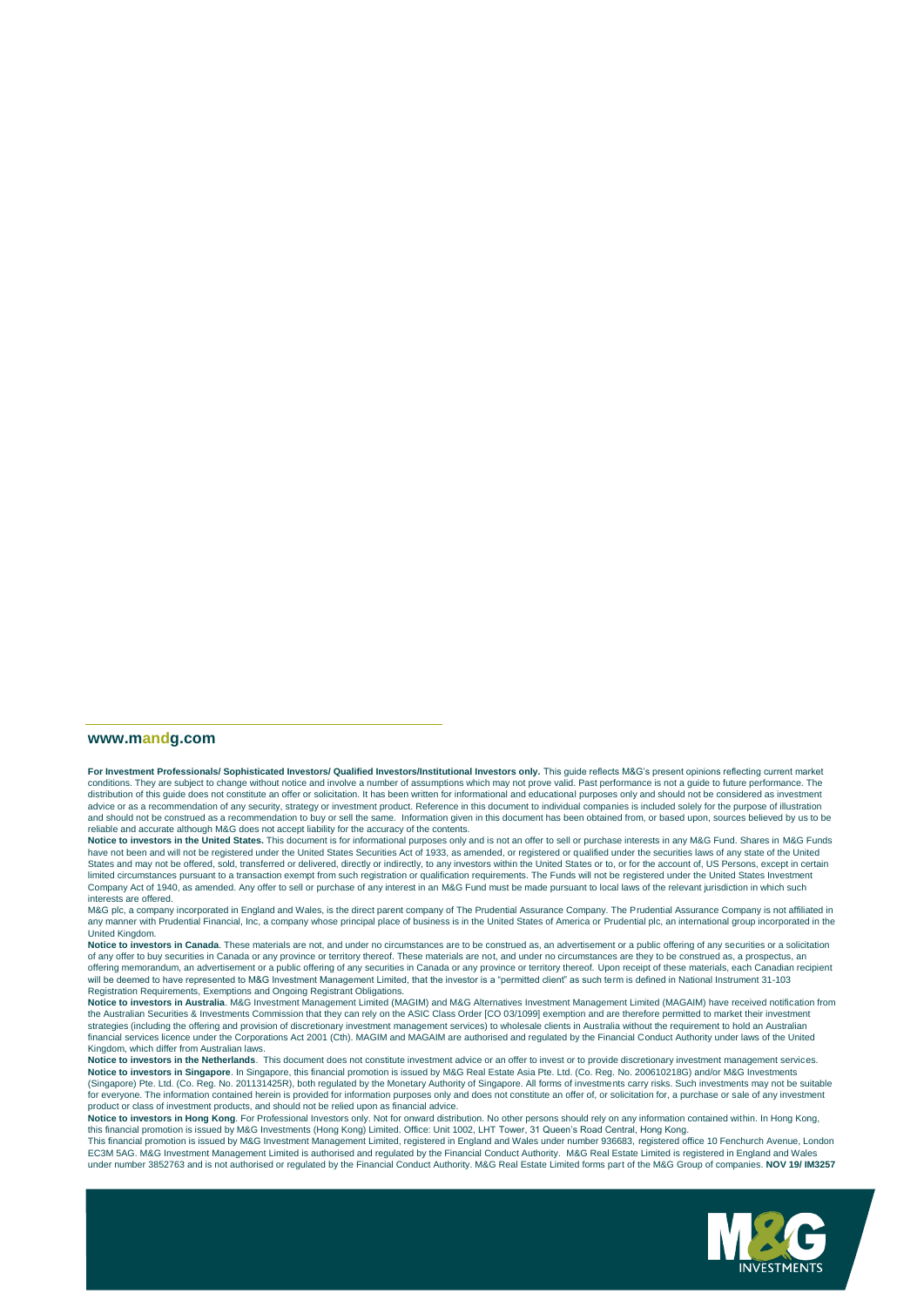**www.mandg.com**

**For Investment Professionals/ Sophisticated Investors/ Qualified Investors/Institutional Investors only.** This guide reflects M&G's present opinions reflecting current market conditions. They are subject to change without notice and involve a number of assumptions which may not prove valid. Past performance is not a guide to future performance. The distribution of this guide does not constitute an offer or solicitation. It has been written for informational and educational purposes only and should not be considered as investment advice or as a recommendation of any security, strategy or investment product. Reference in this document to individual companies is included solely for the purpose of illustration and should not be construed as a recommendation to buy or sell the same. Information given in this document has been obtained from, or based upon, sources believed by us to be reliable and accurate although M&G does not accept liability for the accuracy of the contents.

**Notice to investors in the United States.** This document is for informational purposes only and is not an offer to sell or purchase interests in any M&G Fund. Shares in M&G Funds have not been and will not be registered under the United States Securities Act of 1933, as amended, or registered or qualified under the securities laws of any state of the United States and may not be offered, sold, transferred or delivered, directly or indirectly, to any investors within the United States or to, or for the account of, US Persons, except in certain limited circumstances pursuant to a transaction exempt from such registration or qualification requirements. The Funds will not be registered under the United States Investment Company Act of 1940, as amended. Any offer to sell or purchase of any interest in an M&G Fund must be made pursuant to local laws of the relevant jurisdiction in which such interests are offered.

M&G plc, a company incorporated in England and Wales, is the direct parent company of The Prudential Assurance Company. The Prudential Assurance Company is not affiliated in any manner with Prudential Financial, Inc, a company whose principal place of business is in the United States of America or Prudential plc, an international group incorporated in the United Kingdom.

**Notice to investors in Canada**. These materials are not, and under no circumstances are to be construed as, an advertisement or a public offering of any securities or a solicitation of any offer to buy securities in Canada or any province or territory thereof. These materials are not, and under no circumstances are they to be construed as, a prospectus, an offering memorandum, an advertisement or a public offering of any securities in Canada or any province or territory thereof. Upon receipt of these materials, each Canadian recipient will be deemed to have represented to M&G Investment Management Limited, that the investor is a "permitted client" as such term is defined in National Instrument 31-103 Registration Requirements, Exemptions and Ongoing Registrant Obligations.

**Notice to investors in Australia**. M&G Investment Management Limited (MAGIM) and M&G Alternatives Investment Management Limited (MAGAIM) have received notification from the Australian Securities & Investments Commission that they can rely on the ASIC Class Order [CO 03/1099] exemption and are therefore permitted to market their investment strategies (including the offering and provision of discretionary investment management services) to wholesale clients in Australia without the requirement to hold an Australian financial services licence under the Corporations Act 2001 (Cth). MAGIM and MAGAIM are authorised and regulated by the Financial Conduct Authority under laws of the United Kingdom, which differ from Australian laws.

**Notice to investors in the Netherlands**. This document does not constitute investment advice or an offer to invest or to provide discretionary investment management services.

**Notice to investors in Singapore**. In Singapore, this financial promotion is issued by M&G Real Estate Asia Pte. Ltd. (Co. Reg. No. 200610218G) and/or M&G Investments (Singapore) Pte. Ltd. (Co. Reg. No. 201131425R), both regulated by the Monetary Authority of Singapore. All forms of investments carry risks. Such investments may not be suitable for everyone. The information contained herein is provided for information purposes only and does not constitute an offer of, or solicitation for, a purchase or sale of any investment product or class of investment products, and should not be relied upon as financial advice.

**Notice to investors in Hong Kong**. For Professional Investors only. Not for onward distribution. No other persons should rely on any information contained within. In Hong Kong, this financial promotion is issued by M&G Investments (Hong Kong) Limited. Office: Unit 1002, LHT Tower, 31 Queen's Road Central, Hong Kong.

This financial promotion is issued by M&G Investment Management Limited, registered in England and Wales under number 936683, registered office 10 Fenchurch Avenue, London EC3M 5AG. M&G Investment Management Limited is authorised and regulated by the Financial Conduct Authority. M&G Real Estate Limited is registered in England and Wales under number 3852763 and is not authorised or regulated by the Financial Conduct Authority. M&G Real Estate Limited forms part of the M&G Group of companies. **NOV 19/ IM3257**

M&G INVESTMENTS